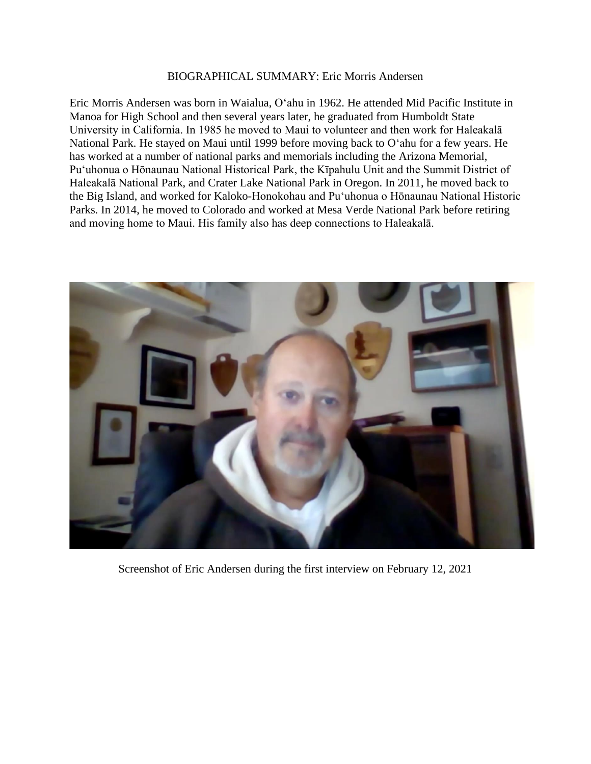BIOGRAPHICAL SUMMARY: Eric Morris Andersen

Eric Morris Andersen was born in Waialua, Oʻahu in 1962. He attended Mid Pacific Institute in Manoa for High School and then several years later, he graduated from Humboldt State University in California. In 1985 he moved to Maui to volunteer and then work for Haleakalā National Park. He stayed on Maui until 1999 before moving back to Oʻahu for a few years. He has worked at a number of national parks and memorials including the Arizona Memorial, Puʻuhonua o Hōnaunau National Historical Park, the Kīpahulu Unit and the Summit District of Haleakalā National Park, and Crater Lake National Park in Oregon. In 2011, he moved back to the Big Island, and worked for Kaloko-Honokohau and Puʻuhonua o Hōnaunau National Historic Parks. In 2014, he moved to Colorado and worked at Mesa Verde National Park before retiring and moving home to Maui. His family also has deep connections to Haleakalā.

Screenshot of Eric Andersen during the first interview on February 12, 2021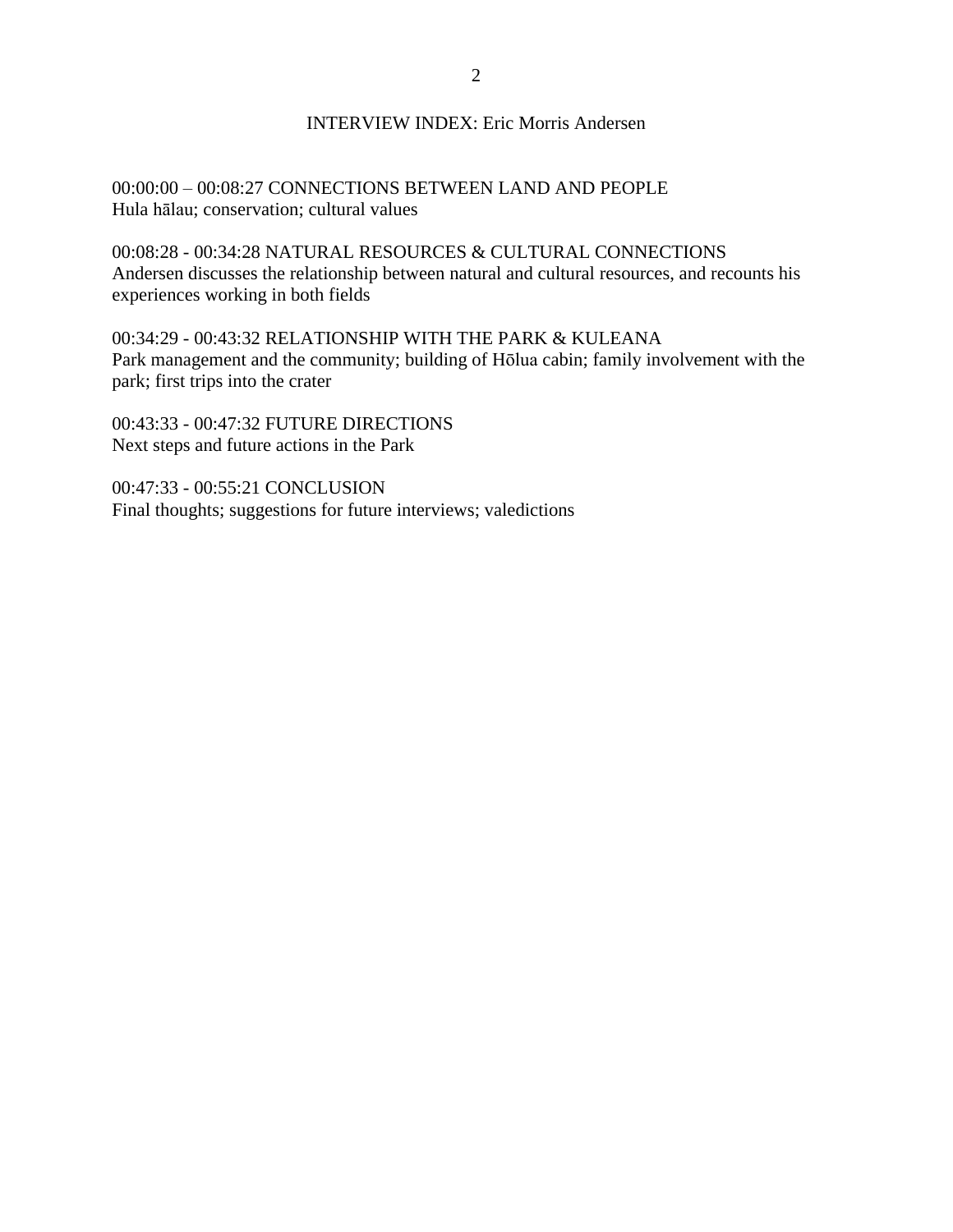# INTERVIEW INDEX: Eric Morris Andersen

00:00:00 – 00:08:27 CONNECTIONS BETWEEN LAND AND PEOPLE
Hula hālau; conservation; cultural values

00:08:28 - 00:34:28 NATURAL RESOURCES & CULTURAL CONNECTIONS
Andersen discusses the relationship between natural and cultural resources, and recounts his experiences working in both fields

00:34:29 - 00:43:32 RELATIONSHIP WITH THE PARK & KULEANA
Park management and the community; building of Hōlua cabin; family involvement with the park; first trips into the crater

00:43:33 - 00:47:32 FUTURE DIRECTIONS
Next steps and future actions in the Park

00:47:33 - 00:55:21 CONCLUSION
Final thoughts; suggestions for future interviews; valedictions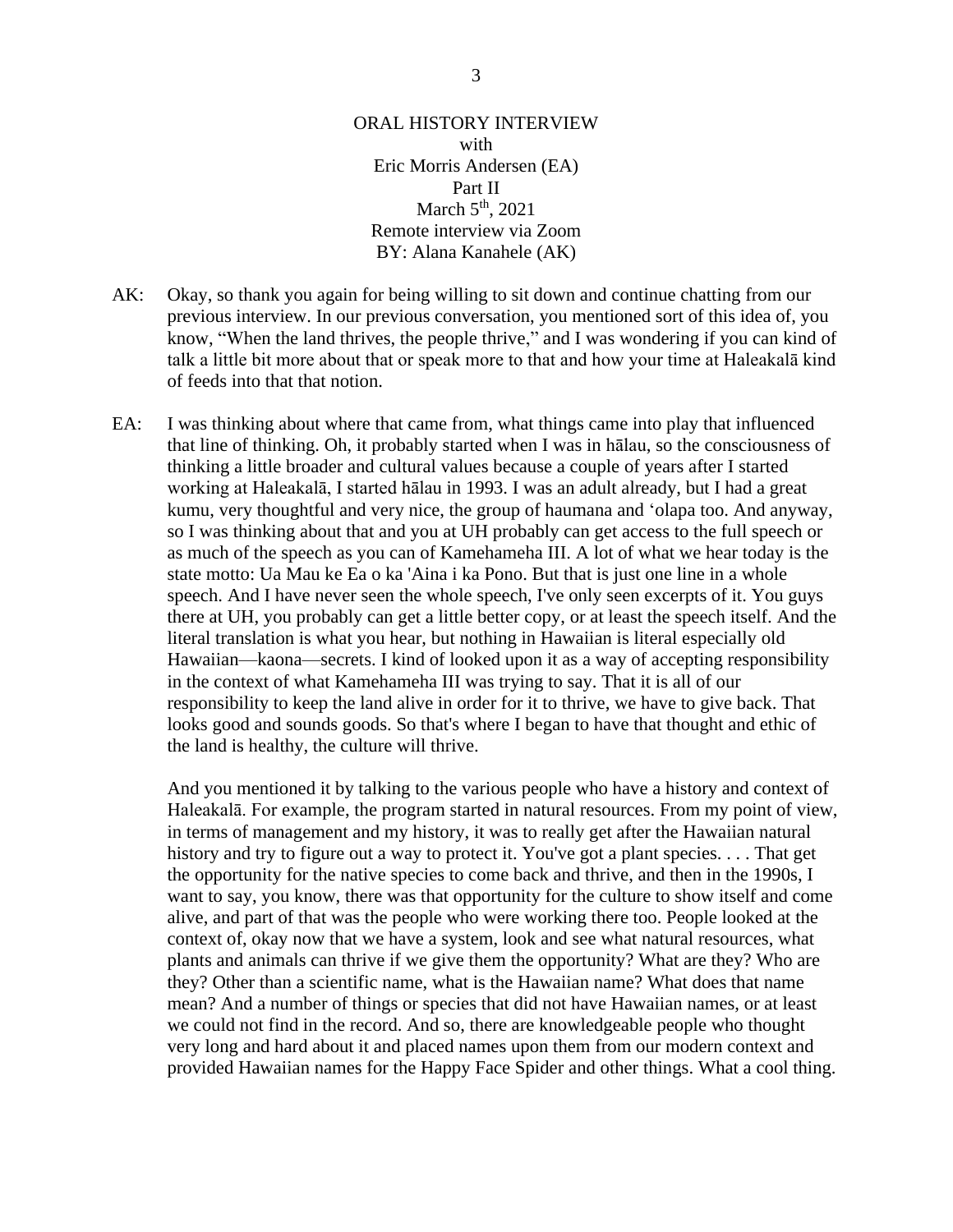ORAL HISTORY INTERVIEW
with
Eric Morris Andersen (EA)
Part II
March 5th, 2021
Remote interview via Zoom
BY: Alana Kanahele (AK)

AK: Okay, so thank you again for being willing to sit down and continue chatting from our previous interview. In our previous conversation, you mentioned sort of this idea of, you know, "When the land thrives, the people thrive," and I was wondering if you can kind of talk a little bit more about that or speak more to that and how your time at Haleakalā kind of feeds into that that notion.

EA: I was thinking about where that came from, what things came into play that influenced that line of thinking. Oh, it probably started when I was in hālau, so the consciousness of thinking a little broader and cultural values because a couple of years after I started working at Haleakalā, I started hālau in 1993. I was an adult already, but I had a great kumu, very thoughtful and very nice, the group of haumana and ʻolapa too. And anyway, so I was thinking about that and you at UH probably can get access to the full speech or as much of the speech as you can of Kamehameha III. A lot of what we hear today is the state motto: Ua Mau ke Ea o ka 'Aina i ka Pono. But that is just one line in a whole speech. And I have never seen the whole speech, I've only seen excerpts of it. You guys there at UH, you probably can get a little better copy, or at least the speech itself. And the literal translation is what you hear, but nothing in Hawaiian is literal especially old Hawaiian—kaona—secrets. I kind of looked upon it as a way of accepting responsibility in the context of what Kamehameha III was trying to say. That it is all of our responsibility to keep the land alive in order for it to thrive, we have to give back. That looks good and sounds goods. So that's where I began to have that thought and ethic of the land is healthy, the culture will thrive.

And you mentioned it by talking to the various people who have a history and context of Haleakalā. For example, the program started in natural resources. From my point of view, in terms of management and my history, it was to really get after the Hawaiian natural history and try to figure out a way to protect it. You've got a plant species. . . . That get the opportunity for the native species to come back and thrive, and then in the 1990s, I want to say, you know, there was that opportunity for the culture to show itself and come alive, and part of that was the people who were working there too. People looked at the context of, okay now that we have a system, look and see what natural resources, what plants and animals can thrive if we give them the opportunity? What are they? Who are they? Other than a scientific name, what is the Hawaiian name? What does that name mean? And a number of things or species that did not have Hawaiian names, or at least we could not find in the record. And so, there are knowledgeable people who thought very long and hard about it and placed names upon them from our modern context and provided Hawaiian names for the Happy Face Spider and other things. What a cool thing.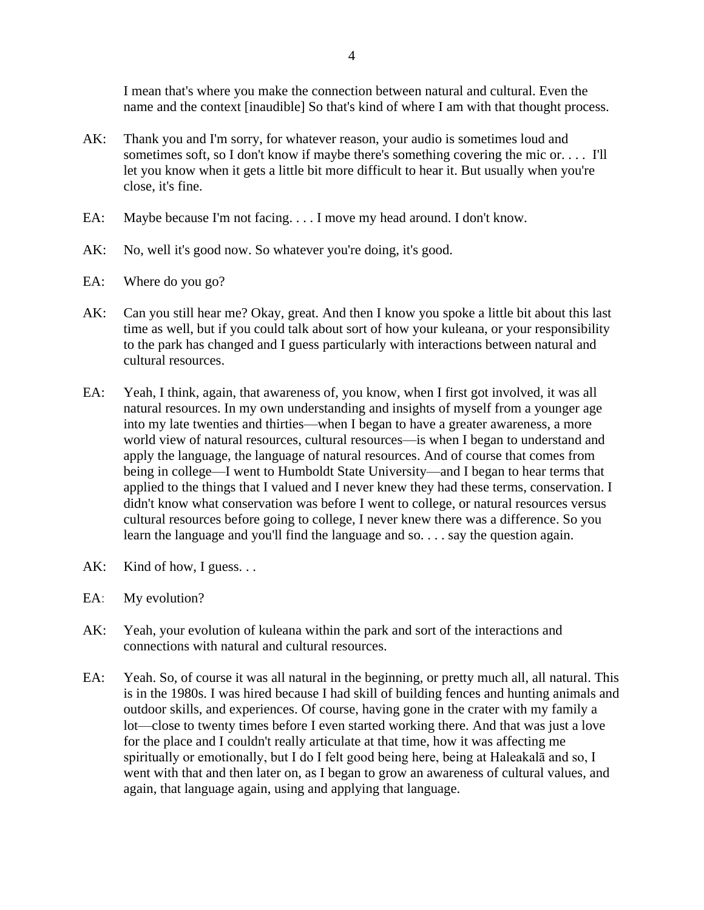I mean that's where you make the connection between natural and cultural. Even the name and the context [inaudible] So that's kind of where I am with that thought process.

AK: Thank you and I'm sorry, for whatever reason, your audio is sometimes loud and sometimes soft, so I don't know if maybe there's something covering the mic or. . . . I'll let you know when it gets a little bit more difficult to hear it. But usually when you're close, it's fine.

EA: Maybe because I'm not facing. . . . I move my head around. I don't know.

AK: No, well it's good now. So whatever you're doing, it's good.

EA: Where do you go?

AK: Can you still hear me? Okay, great. And then I know you spoke a little bit about this last time as well, but if you could talk about sort of how your kuleana, or your responsibility to the park has changed and I guess particularly with interactions between natural and cultural resources.

EA: Yeah, I think, again, that awareness of, you know, when I first got involved, it was all natural resources. In my own understanding and insights of myself from a younger age into my late twenties and thirties—when I began to have a greater awareness, a more world view of natural resources, cultural resources—is when I began to understand and apply the language, the language of natural resources. And of course that comes from being in college—I went to Humboldt State University—and I began to hear terms that applied to the things that I valued and I never knew they had these terms, conservation. I didn't know what conservation was before I went to college, or natural resources versus cultural resources before going to college, I never knew there was a difference. So you learn the language and you'll find the language and so. . . . say the question again.

AK: Kind of how, I guess. . .

EA: My evolution?

AK: Yeah, your evolution of kuleana within the park and sort of the interactions and connections with natural and cultural resources.

EA: Yeah. So, of course it was all natural in the beginning, or pretty much all, all natural. This is in the 1980s. I was hired because I had skill of building fences and hunting animals and outdoor skills, and experiences. Of course, having gone in the crater with my family a lot—close to twenty times before I even started working there. And that was just a love for the place and I couldn't really articulate at that time, how it was affecting me spiritually or emotionally, but I do I felt good being here, being at Haleakalā and so, I went with that and then later on, as I began to grow an awareness of cultural values, and again, that language again, using and applying that language.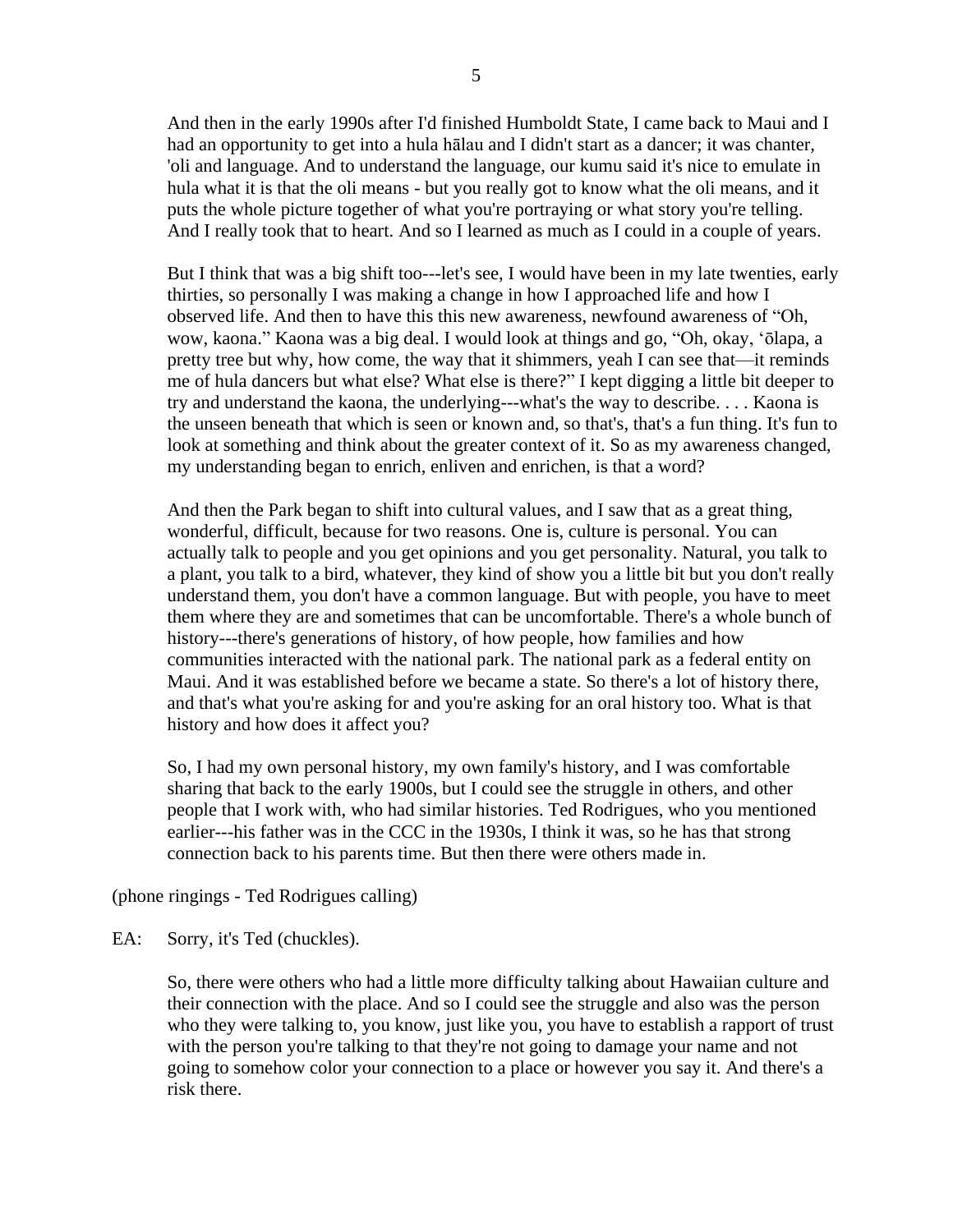And then in the early 1990s after I'd finished Humboldt State, I came back to Maui and I had an opportunity to get into a hula hālau and I didn't start as a dancer; it was chanter, 'oli and language. And to understand the language, our kumu said it's nice to emulate in hula what it is that the oli means - but you really got to know what the oli means, and it puts the whole picture together of what you're portraying or what story you're telling. And I really took that to heart. And so I learned as much as I could in a couple of years.

But I think that was a big shift too---let's see, I would have been in my late twenties, early thirties, so personally I was making a change in how I approached life and how I observed life. And then to have this this new awareness, newfound awareness of "Oh, wow, kaona." Kaona was a big deal. I would look at things and go, "Oh, okay, 'ōlapa, a pretty tree but why, how come, the way that it shimmers, yeah I can see that—it reminds me of hula dancers but what else? What else is there?" I kept digging a little bit deeper to try and understand the kaona, the underlying---what's the way to describe. . . . Kaona is the unseen beneath that which is seen or known and, so that's, that's a fun thing. It's fun to look at something and think about the greater context of it. So as my awareness changed, my understanding began to enrich, enliven and enrichen, is that a word?

And then the Park began to shift into cultural values, and I saw that as a great thing, wonderful, difficult, because for two reasons. One is, culture is personal. You can actually talk to people and you get opinions and you get personality. Natural, you talk to a plant, you talk to a bird, whatever, they kind of show you a little bit but you don't really understand them, you don't have a common language. But with people, you have to meet them where they are and sometimes that can be uncomfortable. There's a whole bunch of history---there's generations of history, of how people, how families and how communities interacted with the national park. The national park as a federal entity on Maui. And it was established before we became a state. So there's a lot of history there, and that's what you're asking for and you're asking for an oral history too. What is that history and how does it affect you?

So, I had my own personal history, my own family's history, and I was comfortable sharing that back to the early 1900s, but I could see the struggle in others, and other people that I work with, who had similar histories. Ted Rodrigues, who you mentioned earlier---his father was in the CCC in the 1930s, I think it was, so he has that strong connection back to his parents time. But then there were others made in.

(phone ringings - Ted Rodrigues calling)

EA: Sorry, it's Ted (chuckles).

So, there were others who had a little more difficulty talking about Hawaiian culture and their connection with the place. And so I could see the struggle and also was the person who they were talking to, you know, just like you, you have to establish a rapport of trust with the person you're talking to that they're not going to damage your name and not going to somehow color your connection to a place or however you say it. And there's a risk there.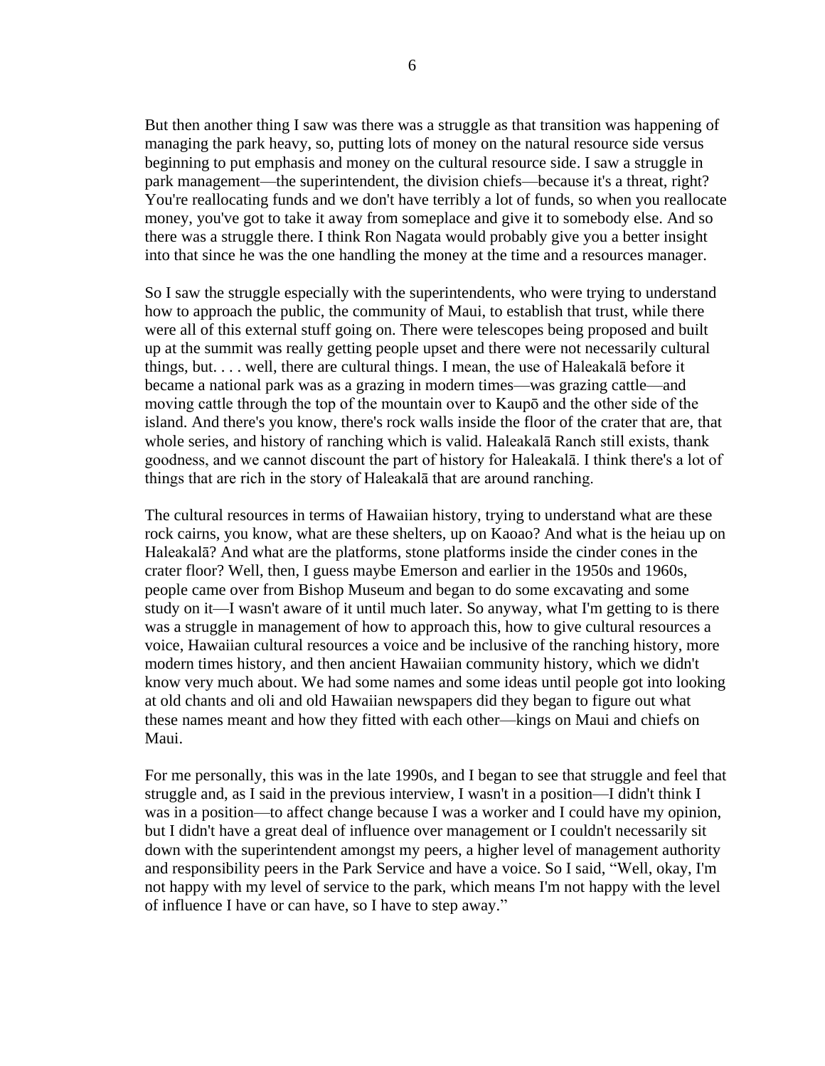But then another thing I saw was there was a struggle as that transition was happening of managing the park heavy, so, putting lots of money on the natural resource side versus beginning to put emphasis and money on the cultural resource side. I saw a struggle in park management—the superintendent, the division chiefs—because it's a threat, right? You're reallocating funds and we don't have terribly a lot of funds, so when you reallocate money, you've got to take it away from someplace and give it to somebody else. And so there was a struggle there. I think Ron Nagata would probably give you a better insight into that since he was the one handling the money at the time and a resources manager.

So I saw the struggle especially with the superintendents, who were trying to understand how to approach the public, the community of Maui, to establish that trust, while there were all of this external stuff going on. There were telescopes being proposed and built up at the summit was really getting people upset and there were not necessarily cultural things, but. . . . well, there are cultural things. I mean, the use of Haleakalā before it became a national park was as a grazing in modern times—was grazing cattle—and moving cattle through the top of the mountain over to Kaupō and the other side of the island. And there's you know, there's rock walls inside the floor of the crater that are, that whole series, and history of ranching which is valid. Haleakalā Ranch still exists, thank goodness, and we cannot discount the part of history for Haleakalā. I think there's a lot of things that are rich in the story of Haleakalā that are around ranching.

The cultural resources in terms of Hawaiian history, trying to understand what are these rock cairns, you know, what are these shelters, up on Kaoao? And what is the heiau up on Haleakalā? And what are the platforms, stone platforms inside the cinder cones in the crater floor? Well, then, I guess maybe Emerson and earlier in the 1950s and 1960s, people came over from Bishop Museum and began to do some excavating and some study on it—I wasn't aware of it until much later. So anyway, what I'm getting to is there was a struggle in management of how to approach this, how to give cultural resources a voice, Hawaiian cultural resources a voice and be inclusive of the ranching history, more modern times history, and then ancient Hawaiian community history, which we didn't know very much about. We had some names and some ideas until people got into looking at old chants and oli and old Hawaiian newspapers did they began to figure out what these names meant and how they fitted with each other—kings on Maui and chiefs on Maui.

For me personally, this was in the late 1990s, and I began to see that struggle and feel that struggle and, as I said in the previous interview, I wasn't in a position—I didn't think I was in a position—to affect change because I was a worker and I could have my opinion, but I didn't have a great deal of influence over management or I couldn't necessarily sit down with the superintendent amongst my peers, a higher level of management authority and responsibility peers in the Park Service and have a voice. So I said, "Well, okay, I'm not happy with my level of service to the park, which means I'm not happy with the level of influence I have or can have, so I have to step away."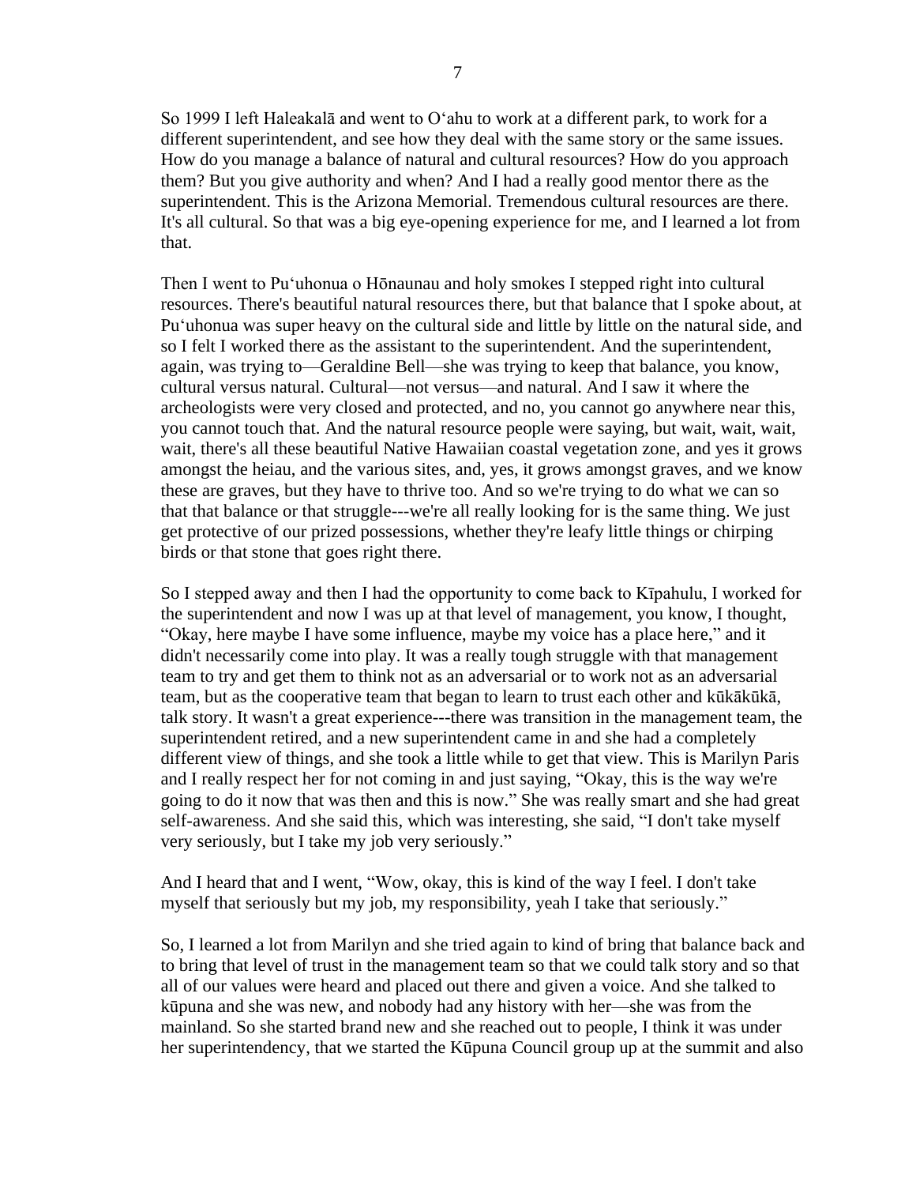So 1999 I left Haleakalā and went to Oʻahu to work at a different park, to work for a different superintendent, and see how they deal with the same story or the same issues. How do you manage a balance of natural and cultural resources? How do you approach them? But you give authority and when? And I had a really good mentor there as the superintendent. This is the Arizona Memorial. Tremendous cultural resources are there. It's all cultural. So that was a big eye-opening experience for me, and I learned a lot from that.

Then I went to Puʻuhonua o Hōnaunau and holy smokes I stepped right into cultural resources. There's beautiful natural resources there, but that balance that I spoke about, at Puʻuhonua was super heavy on the cultural side and little by little on the natural side, and so I felt I worked there as the assistant to the superintendent. And the superintendent, again, was trying to—Geraldine Bell—she was trying to keep that balance, you know, cultural versus natural. Cultural—not versus—and natural. And I saw it where the archeologists were very closed and protected, and no, you cannot go anywhere near this, you cannot touch that. And the natural resource people were saying, but wait, wait, wait, wait, there's all these beautiful Native Hawaiian coastal vegetation zone, and yes it grows amongst the heiau, and the various sites, and, yes, it grows amongst graves, and we know these are graves, but they have to thrive too. And so we're trying to do what we can so that that balance or that struggle---we're all really looking for is the same thing. We just get protective of our prized possessions, whether they're leafy little things or chirping birds or that stone that goes right there.

So I stepped away and then I had the opportunity to come back to Kīpahulu, I worked for the superintendent and now I was up at that level of management, you know, I thought, "Okay, here maybe I have some influence, maybe my voice has a place here," and it didn't necessarily come into play. It was a really tough struggle with that management team to try and get them to think not as an adversarial or to work not as an adversarial team, but as the cooperative team that began to learn to trust each other and kūkākūkā, talk story. It wasn't a great experience---there was transition in the management team, the superintendent retired, and a new superintendent came in and she had a completely different view of things, and she took a little while to get that view. This is Marilyn Paris and I really respect her for not coming in and just saying, "Okay, this is the way we're going to do it now that was then and this is now." She was really smart and she had great self-awareness. And she said this, which was interesting, she said, "I don't take myself very seriously, but I take my job very seriously."

And I heard that and I went, "Wow, okay, this is kind of the way I feel. I don't take myself that seriously but my job, my responsibility, yeah I take that seriously."

So, I learned a lot from Marilyn and she tried again to kind of bring that balance back and to bring that level of trust in the management team so that we could talk story and so that all of our values were heard and placed out there and given a voice. And she talked to kūpuna and she was new, and nobody had any history with her—she was from the mainland. So she started brand new and she reached out to people, I think it was under her superintendency, that we started the Kūpuna Council group up at the summit and also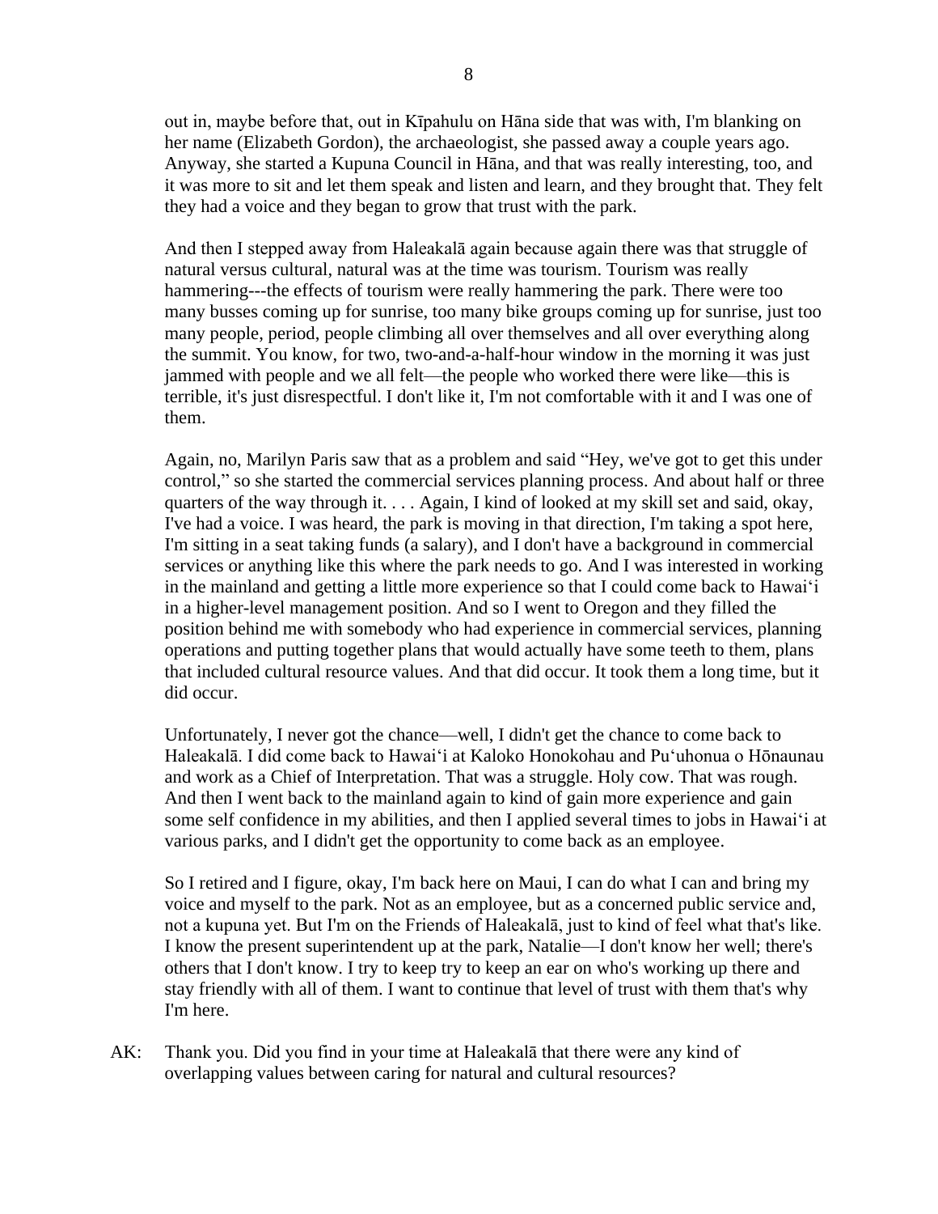out in, maybe before that, out in Kīpahulu on Hāna side that was with, I'm blanking on her name (Elizabeth Gordon), the archaeologist, she passed away a couple years ago. Anyway, she started a Kupuna Council in Hāna, and that was really interesting, too, and it was more to sit and let them speak and listen and learn, and they brought that. They felt they had a voice and they began to grow that trust with the park.

And then I stepped away from Haleakalā again because again there was that struggle of natural versus cultural, natural was at the time was tourism. Tourism was really hammering---the effects of tourism were really hammering the park. There were too many busses coming up for sunrise, too many bike groups coming up for sunrise, just too many people, period, people climbing all over themselves and all over everything along the summit. You know, for two, two-and-a-half-hour window in the morning it was just jammed with people and we all felt—the people who worked there were like—this is terrible, it's just disrespectful. I don't like it, I'm not comfortable with it and I was one of them.

Again, no, Marilyn Paris saw that as a problem and said "Hey, we've got to get this under control," so she started the commercial services planning process. And about half or three quarters of the way through it. . . . Again, I kind of looked at my skill set and said, okay, I've had a voice. I was heard, the park is moving in that direction, I'm taking a spot here, I'm sitting in a seat taking funds (a salary), and I don't have a background in commercial services or anything like this where the park needs to go. And I was interested in working in the mainland and getting a little more experience so that I could come back to Hawaiʻi in a higher-level management position. And so I went to Oregon and they filled the position behind me with somebody who had experience in commercial services, planning operations and putting together plans that would actually have some teeth to them, plans that included cultural resource values. And that did occur. It took them a long time, but it did occur.

Unfortunately, I never got the chance—well, I didn't get the chance to come back to Haleakalā. I did come back to Hawaiʻi at Kaloko Honokohau and Puʻuhonua o Hōnaunau and work as a Chief of Interpretation. That was a struggle. Holy cow. That was rough. And then I went back to the mainland again to kind of gain more experience and gain some self confidence in my abilities, and then I applied several times to jobs in Hawaiʻi at various parks, and I didn't get the opportunity to come back as an employee.

So I retired and I figure, okay, I'm back here on Maui, I can do what I can and bring my voice and myself to the park. Not as an employee, but as a concerned public service and, not a kupuna yet. But I'm on the Friends of Haleakalā, just to kind of feel what that's like. I know the present superintendent up at the park, Natalie—I don't know her well; there's others that I don't know. I try to keep try to keep an ear on who's working up there and stay friendly with all of them. I want to continue that level of trust with them that's why I'm here.

AK: Thank you. Did you find in your time at Haleakalā that there were any kind of overlapping values between caring for natural and cultural resources?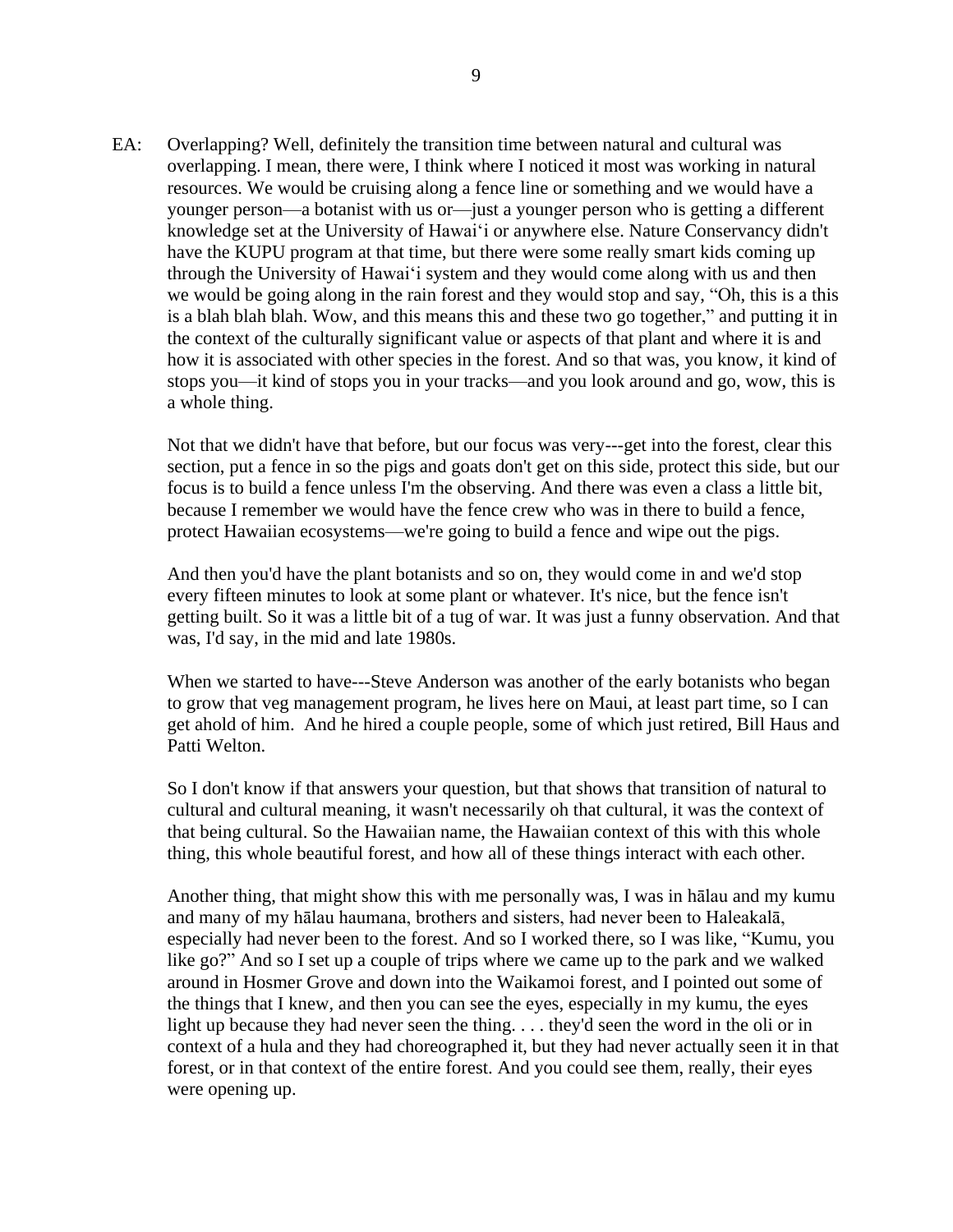EA: Overlapping? Well, definitely the transition time between natural and cultural was overlapping. I mean, there were, I think where I noticed it most was working in natural resources. We would be cruising along a fence line or something and we would have a younger person—a botanist with us or—just a younger person who is getting a different knowledge set at the University of Hawaiʻi or anywhere else. Nature Conservancy didn't have the KUPU program at that time, but there were some really smart kids coming up through the University of Hawaiʻi system and they would come along with us and then we would be going along in the rain forest and they would stop and say, "Oh, this is a this is a blah blah blah. Wow, and this means this and these two go together," and putting it in the context of the culturally significant value or aspects of that plant and where it is and how it is associated with other species in the forest. And so that was, you know, it kind of stops you—it kind of stops you in your tracks—and you look around and go, wow, this is a whole thing.

Not that we didn't have that before, but our focus was very---get into the forest, clear this section, put a fence in so the pigs and goats don't get on this side, protect this side, but our focus is to build a fence unless I'm the observing. And there was even a class a little bit, because I remember we would have the fence crew who was in there to build a fence, protect Hawaiian ecosystems—we're going to build a fence and wipe out the pigs.

And then you'd have the plant botanists and so on, they would come in and we'd stop every fifteen minutes to look at some plant or whatever. It's nice, but the fence isn't getting built. So it was a little bit of a tug of war. It was just a funny observation. And that was, I'd say, in the mid and late 1980s.

When we started to have---Steve Anderson was another of the early botanists who began to grow that veg management program, he lives here on Maui, at least part time, so I can get ahold of him. And he hired a couple people, some of which just retired, Bill Haus and Patti Welton.

So I don't know if that answers your question, but that shows that transition of natural to cultural and cultural meaning, it wasn't necessarily oh that cultural, it was the context of that being cultural. So the Hawaiian name, the Hawaiian context of this with this whole thing, this whole beautiful forest, and how all of these things interact with each other.

Another thing, that might show this with me personally was, I was in hālau and my kumu and many of my hālau haumana, brothers and sisters, had never been to Haleakalā, especially had never been to the forest. And so I worked there, so I was like, "Kumu, you like go?" And so I set up a couple of trips where we came up to the park and we walked around in Hosmer Grove and down into the Waikamoi forest, and I pointed out some of the things that I knew, and then you can see the eyes, especially in my kumu, the eyes light up because they had never seen the thing. . . . they'd seen the word in the oli or in context of a hula and they had choreographed it, but they had never actually seen it in that forest, or in that context of the entire forest. And you could see them, really, their eyes were opening up.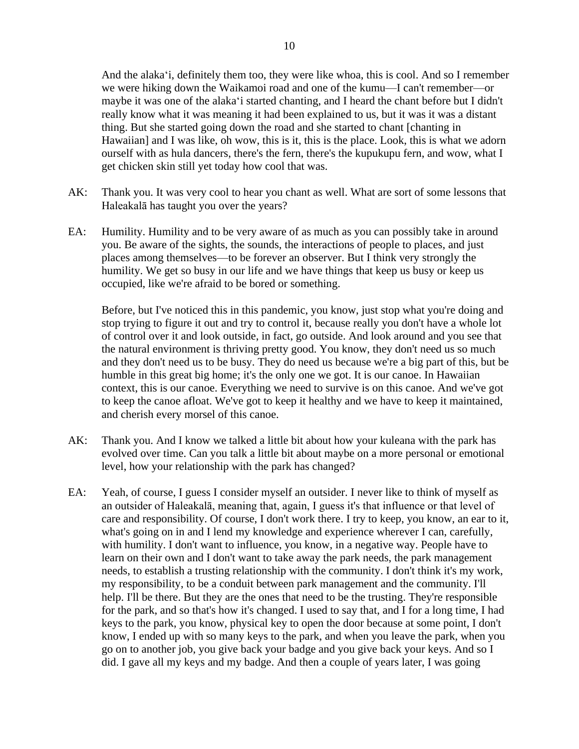And the alakaʻi, definitely them too, they were like whoa, this is cool. And so I remember we were hiking down the Waikamoi road and one of the kumu—I can't remember—or maybe it was one of the alakaʻi started chanting, and I heard the chant before but I didn't really know what it was meaning it had been explained to us, but it was it was a distant thing. But she started going down the road and she started to chant [chanting in Hawaiian] and I was like, oh wow, this is it, this is the place. Look, this is what we adorn ourself with as hula dancers, there's the fern, there's the kupukupu fern, and wow, what I get chicken skin still yet today how cool that was.

AK: Thank you. It was very cool to hear you chant as well. What are sort of some lessons that Haleakalā has taught you over the years?

EA: Humility. Humility and to be very aware of as much as you can possibly take in around you. Be aware of the sights, the sounds, the interactions of people to places, and just places among themselves—to be forever an observer. But I think very strongly the humility. We get so busy in our life and we have things that keep us busy or keep us occupied, like we're afraid to be bored or something.

Before, but I've noticed this in this pandemic, you know, just stop what you're doing and stop trying to figure it out and try to control it, because really you don't have a whole lot of control over it and look outside, in fact, go outside. And look around and you see that the natural environment is thriving pretty good. You know, they don't need us so much and they don't need us to be busy. They do need us because we're a big part of this, but be humble in this great big home; it's the only one we got. It is our canoe. In Hawaiian context, this is our canoe. Everything we need to survive is on this canoe. And we've got to keep the canoe afloat. We've got to keep it healthy and we have to keep it maintained, and cherish every morsel of this canoe.

AK: Thank you. And I know we talked a little bit about how your kuleana with the park has evolved over time. Can you talk a little bit about maybe on a more personal or emotional level, how your relationship with the park has changed?

EA: Yeah, of course, I guess I consider myself an outsider. I never like to think of myself as an outsider of Haleakalā, meaning that, again, I guess it's that influence or that level of care and responsibility. Of course, I don't work there. I try to keep, you know, an ear to it, what's going on in and I lend my knowledge and experience wherever I can, carefully, with humility. I don't want to influence, you know, in a negative way. People have to learn on their own and I don't want to take away the park needs, the park management needs, to establish a trusting relationship with the community. I don't think it's my work, my responsibility, to be a conduit between park management and the community. I'll help. I'll be there. But they are the ones that need to be the trusting. They're responsible for the park, and so that's how it's changed. I used to say that, and I for a long time, I had keys to the park, you know, physical key to open the door because at some point, I don't know, I ended up with so many keys to the park, and when you leave the park, when you go on to another job, you give back your badge and you give back your keys. And so I did. I gave all my keys and my badge. And then a couple of years later, I was going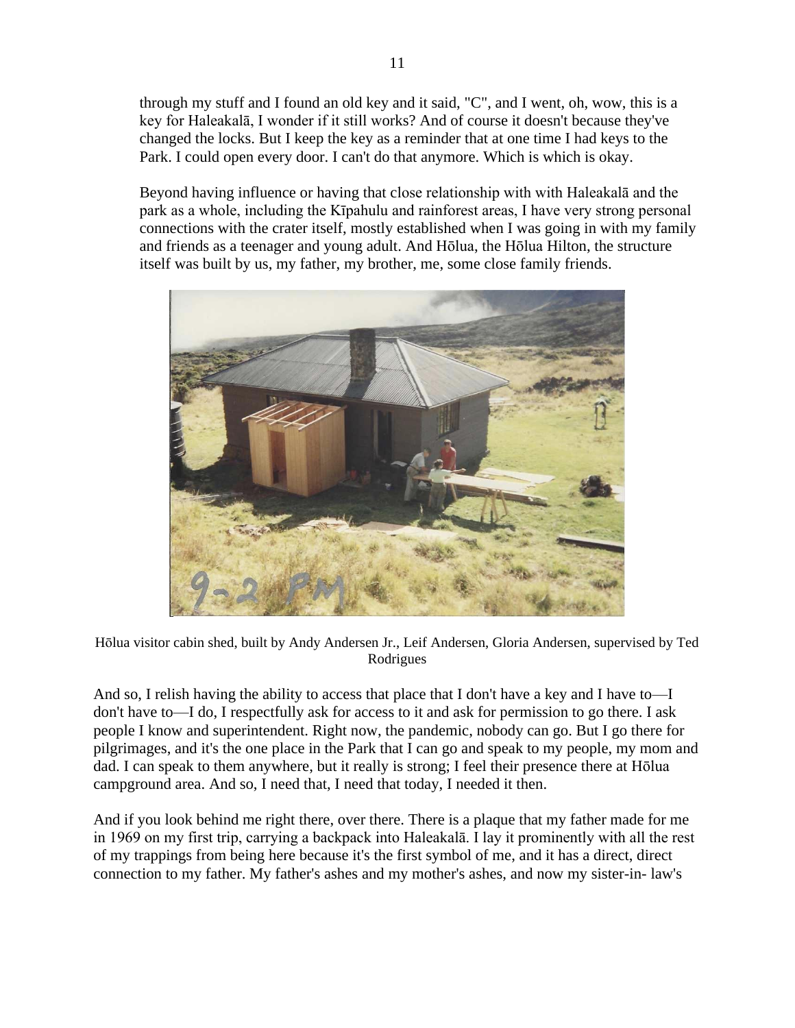through my stuff and I found an old key and it said, "C", and I went, oh, wow, this is a key for Haleakalā, I wonder if it still works? And of course it doesn't because they've changed the locks. But I keep the key as a reminder that at one time I had keys to the Park. I could open every door. I can't do that anymore. Which is which is okay.

Beyond having influence or having that close relationship with with Haleakalā and the park as a whole, including the Kīpahulu and rainforest areas, I have very strong personal connections with the crater itself, mostly established when I was going in with my family and friends as a teenager and young adult. And Hōlua, the Hōlua Hilton, the structure itself was built by us, my father, my brother, me, some close family friends.

Hōlua visitor cabin shed, built by Andy Andersen Jr., Leif Andersen, Gloria Andersen, supervised by Ted Rodrigues

And so, I relish having the ability to access that place that I don't have a key and I have to—I don't have to—I do, I respectfully ask for access to it and ask for permission to go there. I ask people I know and superintendent. Right now, the pandemic, nobody can go. But I go there for pilgrimages, and it's the one place in the Park that I can go and speak to my people, my mom and dad. I can speak to them anywhere, but it really is strong; I feel their presence there at Hōlua campground area. And so, I need that, I need that today, I needed it then.

And if you look behind me right there, over there. There is a plaque that my father made for me in 1969 on my first trip, carrying a backpack into Haleakalā. I lay it prominently with all the rest of my trappings from being here because it's the first symbol of me, and it has a direct, direct connection to my father. My father's ashes and my mother's ashes, and now my sister-in- law's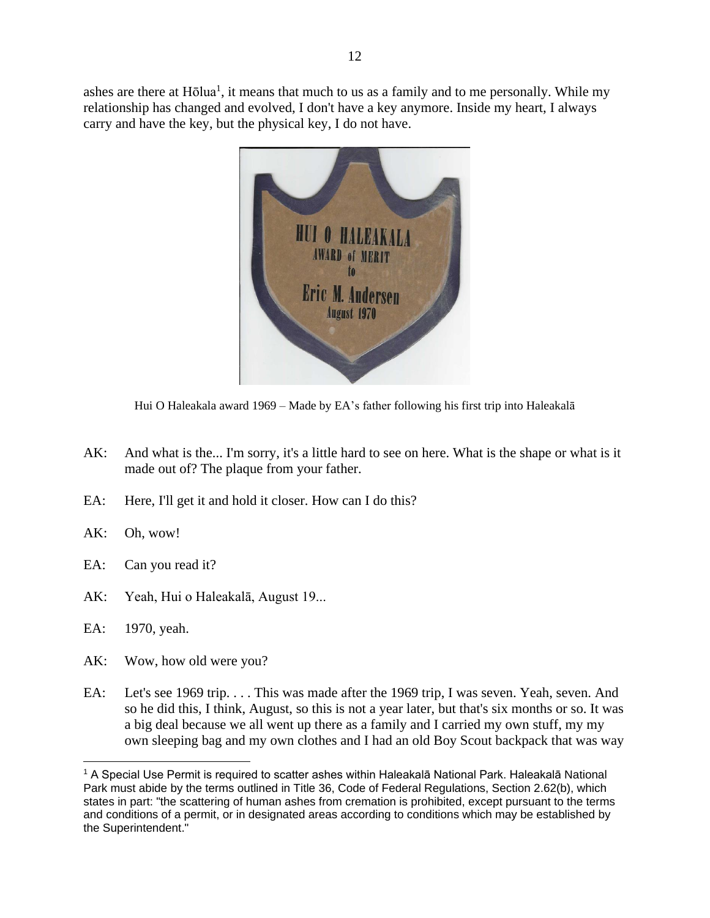ashes are there at Hōlua[1], it means that much to us as a family and to me personally. While my relationship has changed and evolved, I don't have a key anymore. Inside my heart, I always carry and have the key, but the physical key, I do not have.

Hui O Haleakala award 1969 – Made by EA's father following his first trip into Haleakalā

AK: And what is the... I'm sorry, it's a little hard to see on here. What is the shape or what is it made out of? The plaque from your father.

EA: Here, I'll get it and hold it closer. How can I do this?

AK: Oh, wow!

EA: Can you read it?

AK: Yeah, Hui o Haleakalā, August 19...

EA: 1970, yeah.

AK: Wow, how old were you?

EA: Let's see 1969 trip. . . . This was made after the 1969 trip, I was seven. Yeah, seven. And so he did this, I think, August, so this is not a year later, but that's six months or so. It was a big deal because we all went up there as a family and I carried my own stuff, my my own sleeping bag and my own clothes and I had an old Boy Scout backpack that was way

[1] A Special Use Permit is required to scatter ashes within Haleakalā National Park. Haleakalā National Park must abide by the terms outlined in Title 36, Code of Federal Regulations, Section 2.62(b), which states in part: "the scattering of human ashes from cremation is prohibited, except pursuant to the terms and conditions of a permit, or in designated areas according to conditions which may be established by the Superintendent."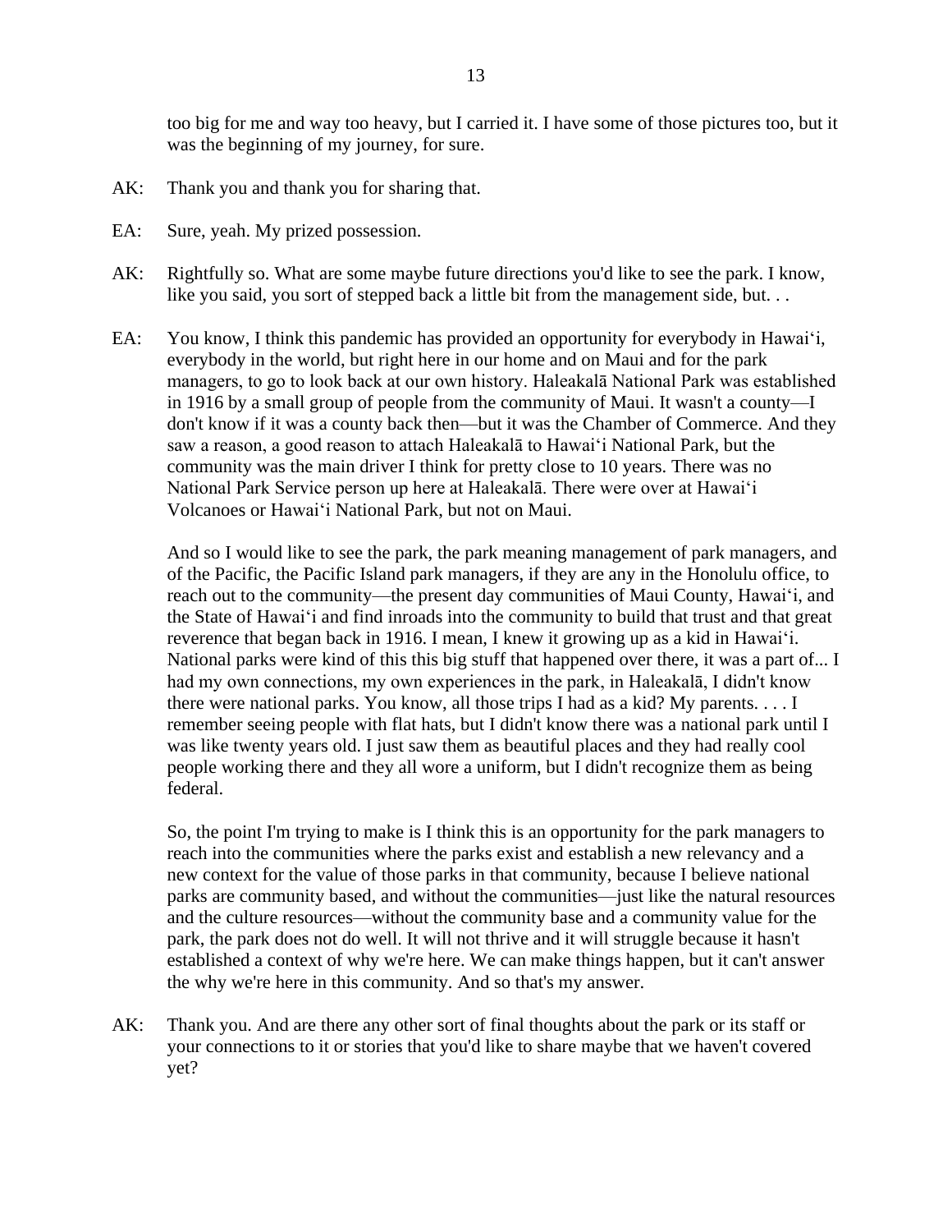too big for me and way too heavy, but I carried it. I have some of those pictures too, but it was the beginning of my journey, for sure.

AK: Thank you and thank you for sharing that.

EA: Sure, yeah. My prized possession.

AK: Rightfully so. What are some maybe future directions you'd like to see the park. I know, like you said, you sort of stepped back a little bit from the management side, but. . .

EA: You know, I think this pandemic has provided an opportunity for everybody in Hawaiʻi, everybody in the world, but right here in our home and on Maui and for the park managers, to go to look back at our own history. Haleakalā National Park was established in 1916 by a small group of people from the community of Maui. It wasn't a county—I don't know if it was a county back then—but it was the Chamber of Commerce. And they saw a reason, a good reason to attach Haleakalā to Hawaiʻi National Park, but the community was the main driver I think for pretty close to 10 years. There was no National Park Service person up here at Haleakalā. There were over at Hawaiʻi Volcanoes or Hawaiʻi National Park, but not on Maui.

And so I would like to see the park, the park meaning management of park managers, and of the Pacific, the Pacific Island park managers, if they are any in the Honolulu office, to reach out to the community—the present day communities of Maui County, Hawaiʻi, and the State of Hawaiʻi and find inroads into the community to build that trust and that great reverence that began back in 1916. I mean, I knew it growing up as a kid in Hawaiʻi. National parks were kind of this this big stuff that happened over there, it was a part of... I had my own connections, my own experiences in the park, in Haleakalā, I didn't know there were national parks. You know, all those trips I had as a kid? My parents. . . . I remember seeing people with flat hats, but I didn't know there was a national park until I was like twenty years old. I just saw them as beautiful places and they had really cool people working there and they all wore a uniform, but I didn't recognize them as being federal.

So, the point I'm trying to make is I think this is an opportunity for the park managers to reach into the communities where the parks exist and establish a new relevancy and a new context for the value of those parks in that community, because I believe national parks are community based, and without the communities—just like the natural resources and the culture resources—without the community base and a community value for the park, the park does not do well. It will not thrive and it will struggle because it hasn't established a context of why we're here. We can make things happen, but it can't answer the why we're here in this community. And so that's my answer.

AK: Thank you. And are there any other sort of final thoughts about the park or its staff or your connections to it or stories that you'd like to share maybe that we haven't covered yet?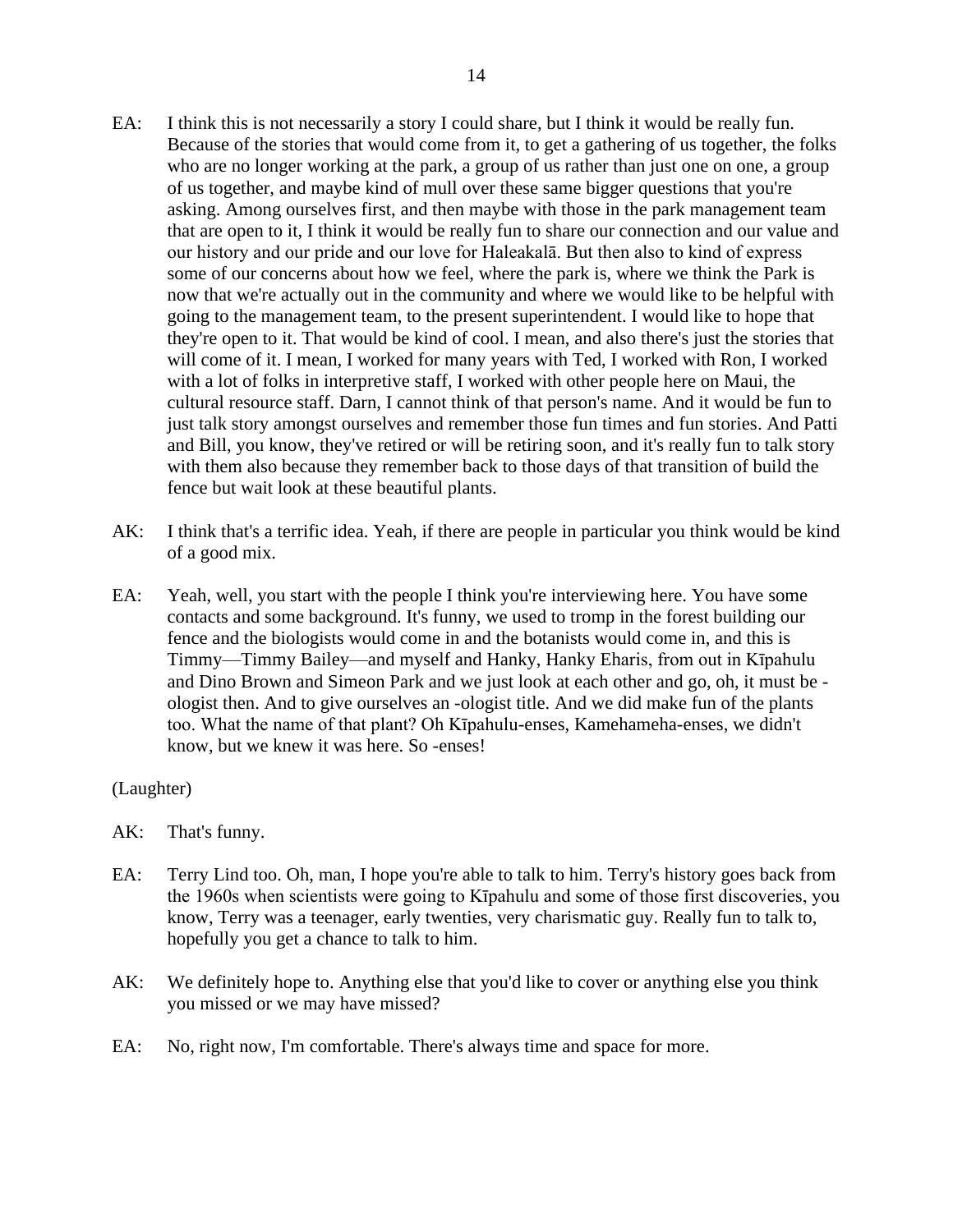EA: I think this is not necessarily a story I could share, but I think it would be really fun. Because of the stories that would come from it, to get a gathering of us together, the folks who are no longer working at the park, a group of us rather than just one on one, a group of us together, and maybe kind of mull over these same bigger questions that you're asking. Among ourselves first, and then maybe with those in the park management team that are open to it, I think it would be really fun to share our connection and our value and our history and our pride and our love for Haleakalā. But then also to kind of express some of our concerns about how we feel, where the park is, where we think the Park is now that we're actually out in the community and where we would like to be helpful with going to the management team, to the present superintendent. I would like to hope that they're open to it. That would be kind of cool. I mean, and also there's just the stories that will come of it. I mean, I worked for many years with Ted, I worked with Ron, I worked with a lot of folks in interpretive staff, I worked with other people here on Maui, the cultural resource staff. Darn, I cannot think of that person's name. And it would be fun to just talk story amongst ourselves and remember those fun times and fun stories. And Patti and Bill, you know, they've retired or will be retiring soon, and it's really fun to talk story with them also because they remember back to those days of that transition of build the fence but wait look at these beautiful plants.

AK: I think that's a terrific idea. Yeah, if there are people in particular you think would be kind of a good mix.

EA: Yeah, well, you start with the people I think you're interviewing here. You have some contacts and some background. It's funny, we used to tromp in the forest building our fence and the biologists would come in and the botanists would come in, and this is Timmy—Timmy Bailey—and myself and Hanky, Hanky Eharis, from out in Kīpahulu and Dino Brown and Simeon Park and we just look at each other and go, oh, it must be -ologist then. And to give ourselves an -ologist title. And we did make fun of the plants too. What the name of that plant? Oh Kīpahulu-enses, Kamehameha-enses, we didn't know, but we knew it was here. So -enses!

(Laughter)

AK: That's funny.

EA: Terry Lind too. Oh, man, I hope you're able to talk to him. Terry's history goes back from the 1960s when scientists were going to Kīpahulu and some of those first discoveries, you know, Terry was a teenager, early twenties, very charismatic guy. Really fun to talk to, hopefully you get a chance to talk to him.

AK: We definitely hope to. Anything else that you'd like to cover or anything else you think you missed or we may have missed?

EA: No, right now, I'm comfortable. There's always time and space for more.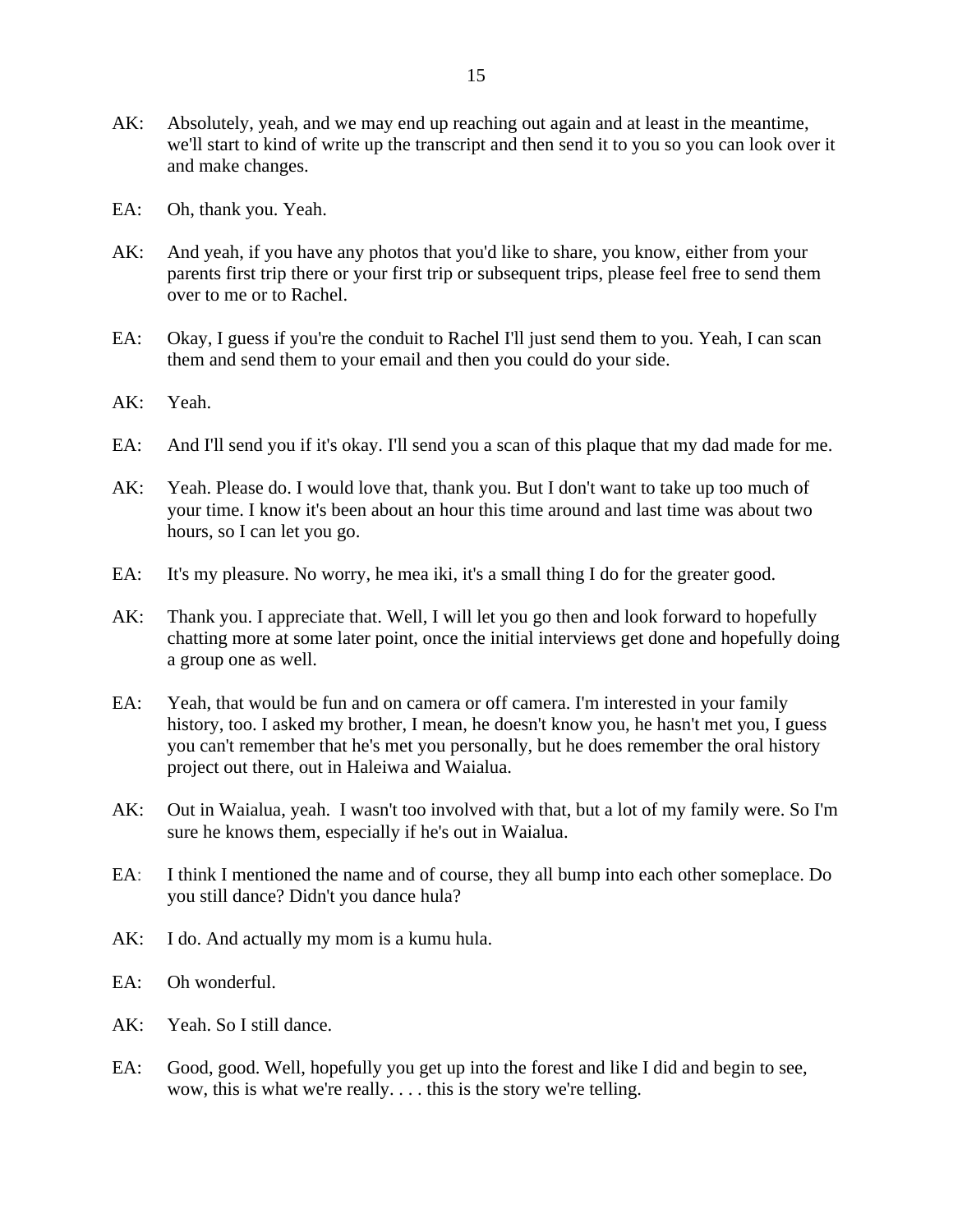AK: Absolutely, yeah, and we may end up reaching out again and at least in the meantime, we'll start to kind of write up the transcript and then send it to you so you can look over it and make changes.

EA: Oh, thank you. Yeah.

AK: And yeah, if you have any photos that you'd like to share, you know, either from your parents first trip there or your first trip or subsequent trips, please feel free to send them over to me or to Rachel.

EA: Okay, I guess if you're the conduit to Rachel I'll just send them to you. Yeah, I can scan them and send them to your email and then you could do your side.

AK: Yeah.

EA: And I'll send you if it's okay. I'll send you a scan of this plaque that my dad made for me.

AK: Yeah. Please do. I would love that, thank you. But I don't want to take up too much of your time. I know it's been about an hour this time around and last time was about two hours, so I can let you go.

EA: It's my pleasure. No worry, he mea iki, it's a small thing I do for the greater good.

AK: Thank you. I appreciate that. Well, I will let you go then and look forward to hopefully chatting more at some later point, once the initial interviews get done and hopefully doing a group one as well.

EA: Yeah, that would be fun and on camera or off camera. I'm interested in your family history, too. I asked my brother, I mean, he doesn't know you, he hasn't met you, I guess you can't remember that he's met you personally, but he does remember the oral history project out there, out in Haleiwa and Waialua.

AK: Out in Waialua, yeah. I wasn't too involved with that, but a lot of my family were. So I'm sure he knows them, especially if he's out in Waialua.

EA: I think I mentioned the name and of course, they all bump into each other someplace. Do you still dance? Didn't you dance hula?

AK: I do. And actually my mom is a kumu hula.

EA: Oh wonderful.

AK: Yeah. So I still dance.

EA: Good, good. Well, hopefully you get up into the forest and like I did and begin to see, wow, this is what we're really. . . . this is the story we're telling.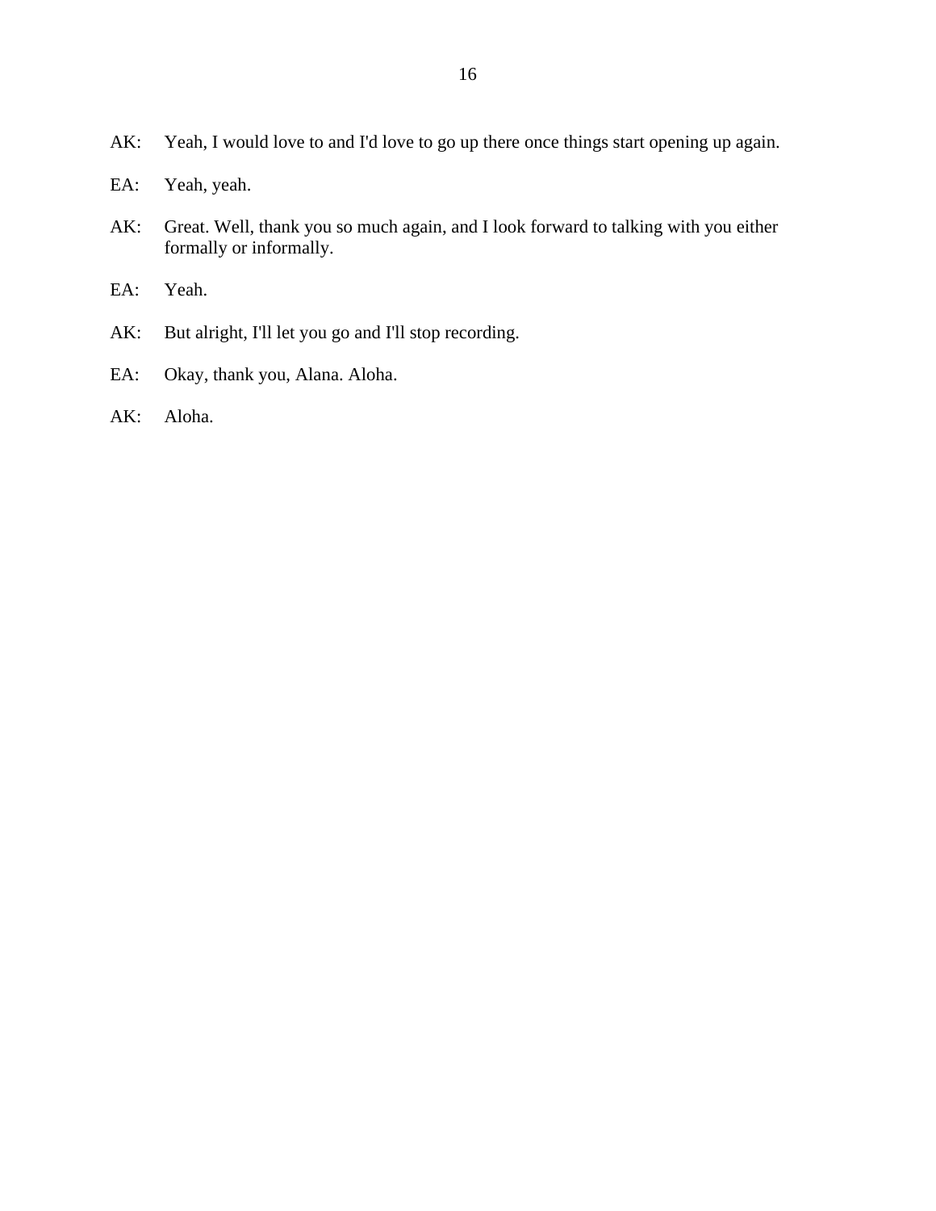AK: Yeah, I would love to and I'd love to go up there once things start opening up again.

EA: Yeah, yeah.

AK: Great. Well, thank you so much again, and I look forward to talking with you either formally or informally.

EA: Yeah.

AK: But alright, I'll let you go and I'll stop recording.

EA: Okay, thank you, Alana. Aloha.

AK: Aloha.